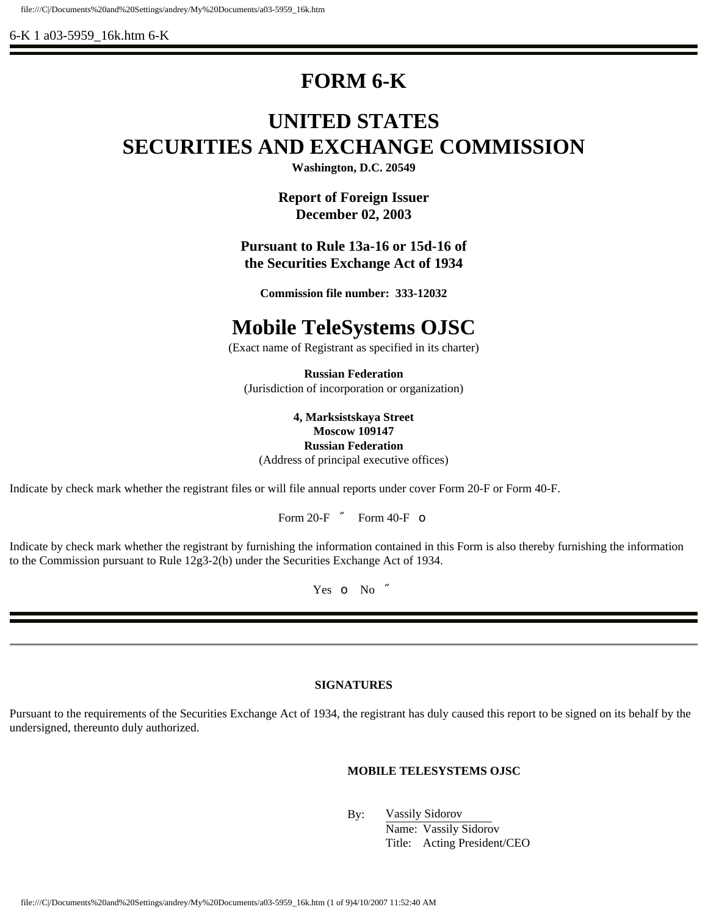6-K 1 a03-5959_16k.htm 6-K

# FORM 6-K

# UNITED STATES
# SECURITIES AND EXCHANGE COMMISSION

**Washington, D.C. 20549**

**Report of Foreign Issuer**
**December 02, 2003**

**Pursuant to Rule 13a-16 or 15d-16 of**
**the Securities Exchange Act of 1934**

**Commission file number: 333-12032**

# Mobile TeleSystems OJSC

(Exact name of Registrant as specified in its charter)

**Russian Federation**
(Jurisdiction of incorporation or organization)

**4, Marksistskaya Street**
**Moscow 109147**
**Russian Federation**
(Address of principal executive offices)

Indicate by check mark whether the registrant files or will file annual reports under cover Form 20-F or Form 40-F.

Form 20-F ˝ Form 40-F o

Indicate by check mark whether the registrant by furnishing the information contained in this Form is also thereby furnishing the information to the Commission pursuant to Rule 12g3-2(b) under the Securities Exchange Act of 1934.

Yes o No ˝

---

**SIGNATURES**

Pursuant to the requirements of the Securities Exchange Act of 1934, the registrant has duly caused this report to be signed on its behalf by the undersigned, thereunto duly authorized.

**MOBILE TELESYSTEMS OJSC**

By: Vassily Sidorov
Name: Vassily Sidorov
Title: Acting President/CEO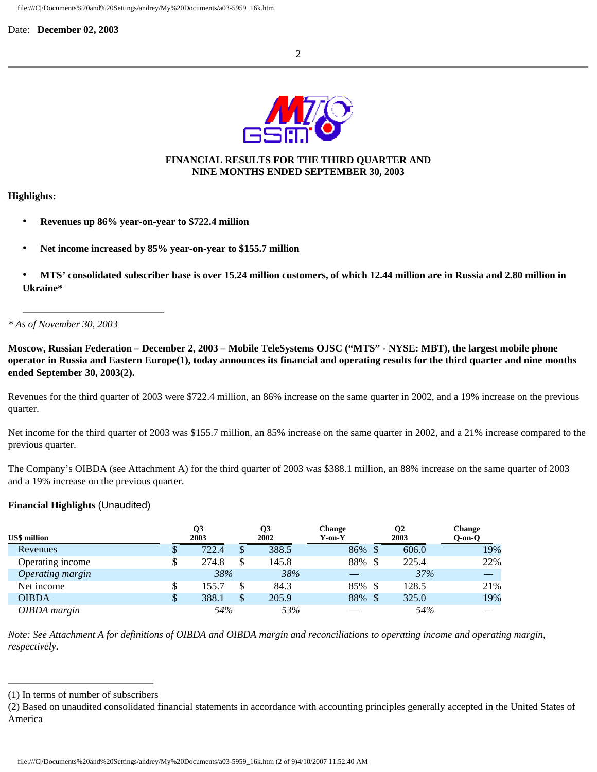Date: **December 02, 2003**

**FINANCIAL RESULTS FOR THE THIRD QUARTER AND NINE MONTHS ENDED SEPTEMBER 30, 2003**

**Highlights:**

- **Revenues up 86% year-on-year to $722.4 million**
- **Net income increased by 85% year-on-year to $155.7 million**
- **MTS' consolidated subscriber base is over 15.24 million customers, of which 12.44 million are in Russia and 2.80 million in Ukraine***

---

*\* As of November 30, 2003*

**Moscow, Russian Federation – December 2, 2003 – Mobile TeleSystems OJSC ("MTS" - NYSE: MBT), the largest mobile phone operator in Russia and Eastern Europe(1), today announces its financial and operating results for the third quarter and nine months ended September 30, 2003(2).**

Revenues for the third quarter of 2003 were $722.4 million, an 86% increase on the same quarter in 2002, and a 19% increase on the previous quarter.

Net income for the third quarter of 2003 was $155.7 million, an 85% increase on the same quarter in 2002, and a 21% increase compared to the previous quarter.

The Company's OIBDA (see Attachment A) for the third quarter of 2003 was $388.1 million, an 88% increase on the same quarter of 2003 and a 19% increase on the previous quarter.

**Financial Highlights** (Unaudited)

| US$ million | Q3 2003 | Q3 2002 | Change Y-on-Y | Q2 2003 | Change Q-on-Q |
|---|---|---|---|---|---|
| Revenues | $ 722.4 | $ 388.5 | 86% | $ 606.0 | 19% |
| Operating income | $ 274.8 | $ 145.8 | 88% | $ 225.4 | 22% |
| *Operating margin* | *38%* | *38%* | — | *37%* | — |
| Net income | $ 155.7 | $ 84.3 | 85% | $ 128.5 | 21% |
| OIBDA | $ 388.1 | $ 205.9 | 88% | $ 325.0 | 19% |
| *OIBDA margin* | *54%* | *53%* | — | *54%* | — |

*Note: See Attachment A for definitions of OIBDA and OIBDA margin and reconciliations to operating income and operating margin, respectively.*

---

(1) In terms of number of subscribers

(2) Based on unaudited consolidated financial statements in accordance with accounting principles generally accepted in the United States of America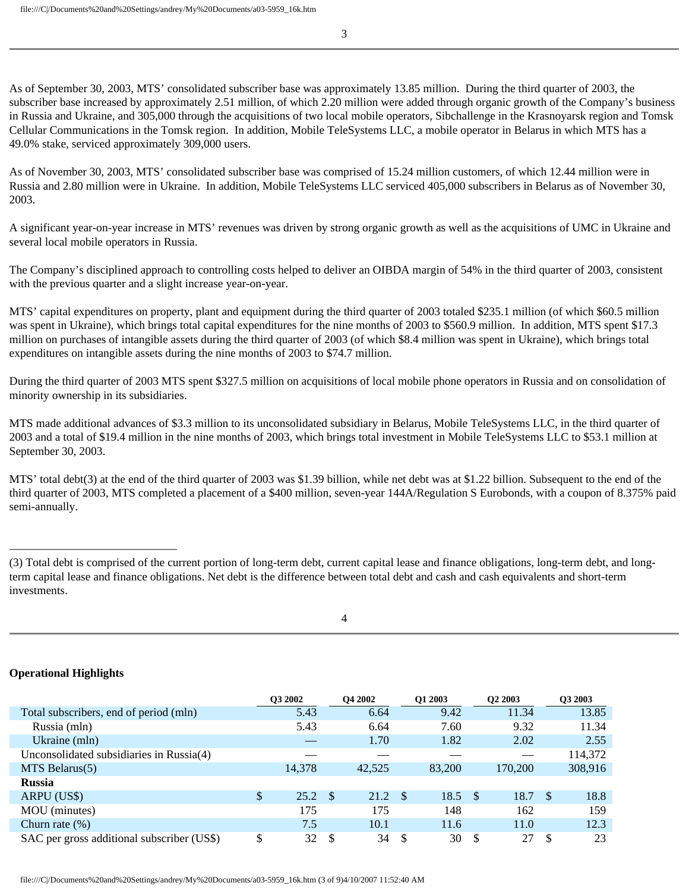As of September 30, 2003, MTS' consolidated subscriber base was approximately 13.85 million. During the third quarter of 2003, the subscriber base increased by approximately 2.51 million, of which 2.20 million were added through organic growth of the Company's business in Russia and Ukraine, and 305,000 through the acquisitions of two local mobile operators, Sibchallenge in the Krasnoyarsk region and Tomsk Cellular Communications in the Tomsk region. In addition, Mobile TeleSystems LLC, a mobile operator in Belarus in which MTS has a 49.0% stake, serviced approximately 309,000 users.

As of November 30, 2003, MTS' consolidated subscriber base was comprised of 15.24 million customers, of which 12.44 million were in Russia and 2.80 million were in Ukraine. In addition, Mobile TeleSystems LLC serviced 405,000 subscribers in Belarus as of November 30, 2003.

A significant year-on-year increase in MTS' revenues was driven by strong organic growth as well as the acquisitions of UMC in Ukraine and several local mobile operators in Russia.

The Company's disciplined approach to controlling costs helped to deliver an OIBDA margin of 54% in the third quarter of 2003, consistent with the previous quarter and a slight increase year-on-year.

MTS' capital expenditures on property, plant and equipment during the third quarter of 2003 totaled $235.1 million (of which $60.5 million was spent in Ukraine), which brings total capital expenditures for the nine months of 2003 to $560.9 million. In addition, MTS spent $17.3 million on purchases of intangible assets during the third quarter of 2003 (of which $8.4 million was spent in Ukraine), which brings total expenditures on intangible assets during the nine months of 2003 to $74.7 million.

During the third quarter of 2003 MTS spent $327.5 million on acquisitions of local mobile phone operators in Russia and on consolidation of minority ownership in its subsidiaries.

MTS made additional advances of $3.3 million to its unconsolidated subsidiary in Belarus, Mobile TeleSystems LLC, in the third quarter of 2003 and a total of $19.4 million in the nine months of 2003, which brings total investment in Mobile TeleSystems LLC to $53.1 million at September 30, 2003.

MTS' total debt(3) at the end of the third quarter of 2003 was $1.39 billion, while net debt was at $1.22 billion. Subsequent to the end of the third quarter of 2003, MTS completed a placement of a $400 million, seven-year 144A/Regulation S Eurobonds, with a coupon of 8.375% paid semi-annually.

---

(3) Total debt is comprised of the current portion of long-term debt, current capital lease and finance obligations, long-term debt, and long-term capital lease and finance obligations. Net debt is the difference between total debt and cash and cash equivalents and short-term investments.

**Operational Highlights**

| | Q3 2002 | Q4 2002 | Q1 2003 | Q2 2003 | Q3 2003 |
|---|---|---|---|---|---|
| Total subscribers, end of period (mln) | 5.43 | 6.64 | 9.42 | 11.34 | 13.85 |
| Russia (mln) | 5.43 | 6.64 | 7.60 | 9.32 | 11.34 |
| Ukraine (mln) | — | 1.70 | 1.82 | 2.02 | 2.55 |
| Unconsolidated subsidiaries in Russia(4) | — | — | — | — | 114,372 |
| MTS Belarus(5) | 14,378 | 42,525 | 83,200 | 170,200 | 308,916 |
| **Russia** | | | | | |
| ARPU (US$) | $ 25.2 | $ 21.2 | $ 18.5 | $ 18.7 | $ 18.8 |
| MOU (minutes) | 175 | 175 | 148 | 162 | 159 |
| Churn rate (%) | 7.5 | 10.1 | 11.6 | 11.0 | 12.3 |
| SAC per gross additional subscriber (US$) | $ 32 | $ 34 | $ 30 | $ 27 | $ 23 |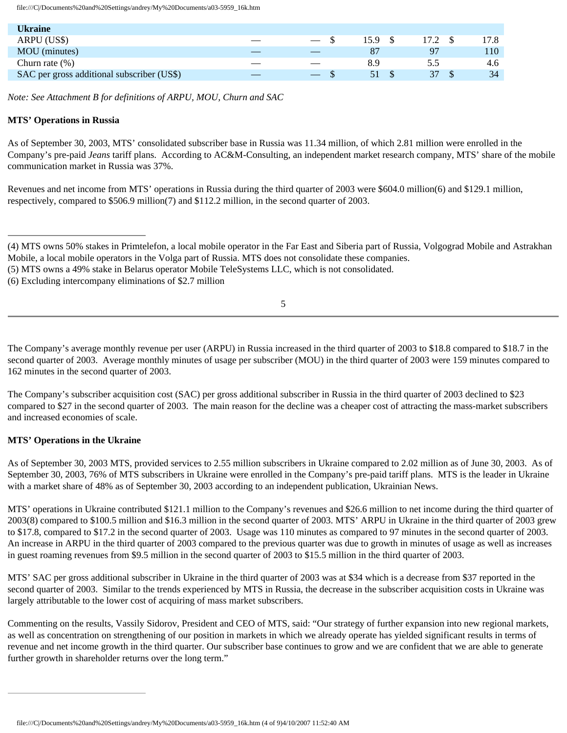| Ukraine | | | | | |
|---|---|---|---|---|---|
| ARPU (US$) | — | — | $ 15.9 | $ 17.2 | $ 17.8 |
| MOU (minutes) | — | — | 87 | 97 | 110 |
| Churn rate (%) | — | — | 8.9 | 5.5 | 4.6 |
| SAC per gross additional subscriber (US$) | — | — | $ 51 | $ 37 | $ 34 |

*Note: See Attachment B for definitions of ARPU, MOU, Churn and SAC*

**MTS' Operations in Russia**

As of September 30, 2003, MTS' consolidated subscriber base in Russia was 11.34 million, of which 2.81 million were enrolled in the Company's pre-paid *Jeans* tariff plans. According to AC&M-Consulting, an independent market research company, MTS' share of the mobile communication market in Russia was 37%.

Revenues and net income from MTS' operations in Russia during the third quarter of 2003 were $604.0 million(6) and $129.1 million, respectively, compared to $506.9 million(7) and $112.2 million, in the second quarter of 2003.

---

(4) MTS owns 50% stakes in Primtelefon, a local mobile operator in the Far East and Siberia part of Russia, Volgograd Mobile and Astrakhan Mobile, a local mobile operators in the Volga part of Russia. MTS does not consolidate these companies.
(5) MTS owns a 49% stake in Belarus operator Mobile TeleSystems LLC, which is not consolidated.
(6) Excluding intercompany eliminations of $2.7 million

The Company's average monthly revenue per user (ARPU) in Russia increased in the third quarter of 2003 to $18.8 compared to $18.7 in the second quarter of 2003. Average monthly minutes of usage per subscriber (MOU) in the third quarter of 2003 were 159 minutes compared to 162 minutes in the second quarter of 2003.

The Company's subscriber acquisition cost (SAC) per gross additional subscriber in Russia in the third quarter of 2003 declined to $23 compared to $27 in the second quarter of 2003. The main reason for the decline was a cheaper cost of attracting the mass-market subscribers and increased economies of scale.

**MTS' Operations in the Ukraine**

As of September 30, 2003 MTS, provided services to 2.55 million subscribers in Ukraine compared to 2.02 million as of June 30, 2003. As of September 30, 2003, 76% of MTS subscribers in Ukraine were enrolled in the Company's pre-paid tariff plans. MTS is the leader in Ukraine with a market share of 48% as of September 30, 2003 according to an independent publication, Ukrainian News.

MTS' operations in Ukraine contributed $121.1 million to the Company's revenues and $26.6 million to net income during the third quarter of 2003(8) compared to $100.5 million and $16.3 million in the second quarter of 2003. MTS' ARPU in Ukraine in the third quarter of 2003 grew to $17.8, compared to $17.2 in the second quarter of 2003. Usage was 110 minutes as compared to 97 minutes in the second quarter of 2003. An increase in ARPU in the third quarter of 2003 compared to the previous quarter was due to growth in minutes of usage as well as increases in guest roaming revenues from $9.5 million in the second quarter of 2003 to $15.5 million in the third quarter of 2003.

MTS' SAC per gross additional subscriber in Ukraine in the third quarter of 2003 was at $34 which is a decrease from $37 reported in the second quarter of 2003. Similar to the trends experienced by MTS in Russia, the decrease in the subscriber acquisition costs in Ukraine was largely attributable to the lower cost of acquiring of mass market subscribers.

Commenting on the results, Vassily Sidorov, President and CEO of MTS, said: "Our strategy of further expansion into new regional markets, as well as concentration on strengthening of our position in markets in which we already operate has yielded significant results in terms of revenue and net income growth in the third quarter. Our subscriber base continues to grow and we are confident that we are able to generate further growth in shareholder returns over the long term."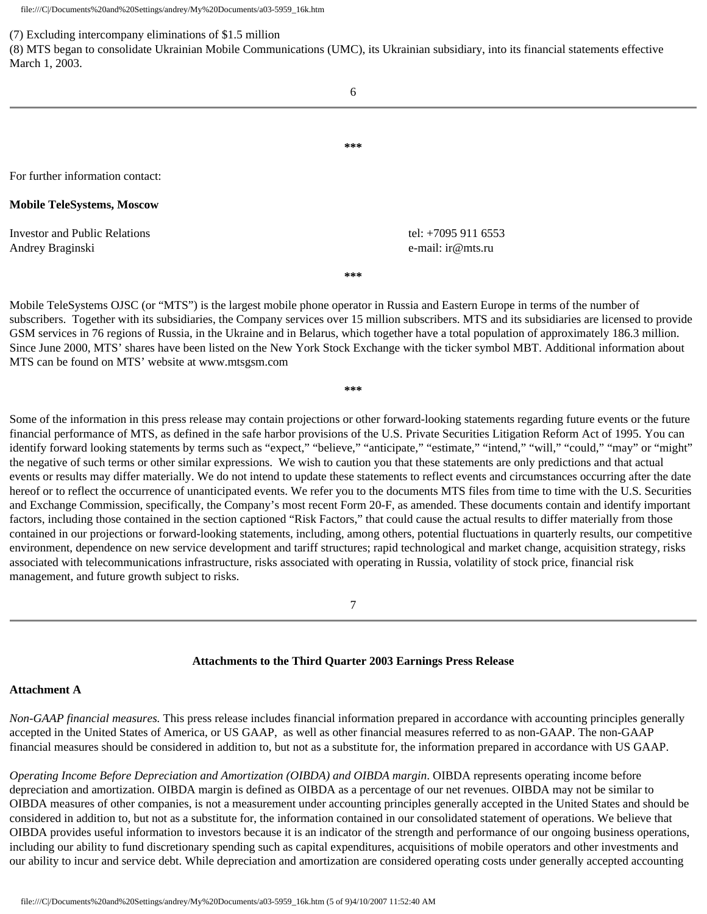(7) Excluding intercompany eliminations of $1.5 million

(8) MTS began to consolidate Ukrainian Mobile Communications (UMC), its Ukrainian subsidiary, into its financial statements effective March 1, 2003.

***

For further information contact:

**Mobile TeleSystems, Moscow**

| | |
|---|---|
| Investor and Public Relations | tel: +7095 911 6553 |
| Andrey Braginski | e-mail: ir@mts.ru |

***

Mobile TeleSystems OJSC (or "MTS") is the largest mobile phone operator in Russia and Eastern Europe in terms of the number of subscribers. Together with its subsidiaries, the Company services over 15 million subscribers. MTS and its subsidiaries are licensed to provide GSM services in 76 regions of Russia, in the Ukraine and in Belarus, which together have a total population of approximately 186.3 million. Since June 2000, MTS' shares have been listed on the New York Stock Exchange with the ticker symbol MBT. Additional information about MTS can be found on MTS' website at www.mtsgsm.com

***

Some of the information in this press release may contain projections or other forward-looking statements regarding future events or the future financial performance of MTS, as defined in the safe harbor provisions of the U.S. Private Securities Litigation Reform Act of 1995. You can identify forward looking statements by terms such as "expect," "believe," "anticipate," "estimate," "intend," "will," "could," "may" or "might" the negative of such terms or other similar expressions. We wish to caution you that these statements are only predictions and that actual events or results may differ materially. We do not intend to update these statements to reflect events and circumstances occurring after the date hereof or to reflect the occurrence of unanticipated events. We refer you to the documents MTS files from time to time with the U.S. Securities and Exchange Commission, specifically, the Company's most recent Form 20-F, as amended. These documents contain and identify important factors, including those contained in the section captioned "Risk Factors," that could cause the actual results to differ materially from those contained in our projections or forward-looking statements, including, among others, potential fluctuations in quarterly results, our competitive environment, dependence on new service development and tariff structures; rapid technological and market change, acquisition strategy, risks associated with telecommunications infrastructure, risks associated with operating in Russia, volatility of stock price, financial risk management, and future growth subject to risks.

## Attachments to the Third Quarter 2003 Earnings Press Release

### Attachment A

*Non-GAAP financial measures.* This press release includes financial information prepared in accordance with accounting principles generally accepted in the United States of America, or US GAAP, as well as other financial measures referred to as non-GAAP. The non-GAAP financial measures should be considered in addition to, but not as a substitute for, the information prepared in accordance with US GAAP.

*Operating Income Before Depreciation and Amortization (OIBDA) and OIBDA margin*. OIBDA represents operating income before depreciation and amortization. OIBDA margin is defined as OIBDA as a percentage of our net revenues. OIBDA may not be similar to OIBDA measures of other companies, is not a measurement under accounting principles generally accepted in the United States and should be considered in addition to, but not as a substitute for, the information contained in our consolidated statement of operations. We believe that OIBDA provides useful information to investors because it is an indicator of the strength and performance of our ongoing business operations, including our ability to fund discretionary spending such as capital expenditures, acquisitions of mobile operators and other investments and our ability to incur and service debt. While depreciation and amortization are considered operating costs under generally accepted accounting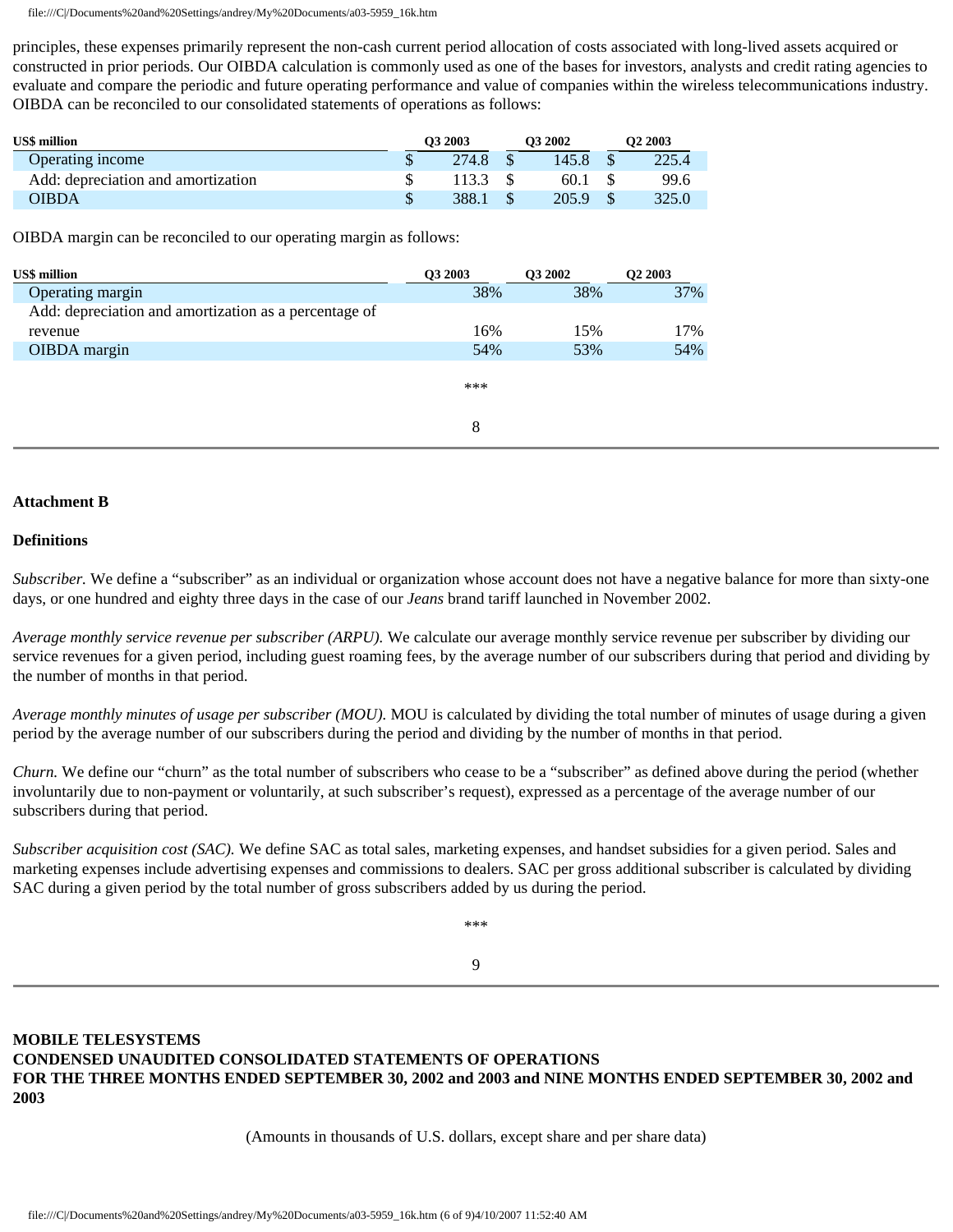principles, these expenses primarily represent the non-cash current period allocation of costs associated with long-lived assets acquired or constructed in prior periods. Our OIBDA calculation is commonly used as one of the bases for investors, analysts and credit rating agencies to evaluate and compare the periodic and future operating performance and value of companies within the wireless telecommunications industry. OIBDA can be reconciled to our consolidated statements of operations as follows:

| US$ million | Q3 2003 | Q3 2002 | Q2 2003 |
|---|---|---|---|
| Operating income | $ 274.8 | $ 145.8 | $ 225.4 |
| Add: depreciation and amortization | $ 113.3 | $ 60.1 | $ 99.6 |
| OIBDA | $ 388.1 | $ 205.9 | $ 325.0 |

OIBDA margin can be reconciled to our operating margin as follows:

| US$ million | Q3 2003 | Q3 2002 | Q2 2003 |
|---|---|---|---|
| Operating margin | 38% | 38% | 37% |
| Add: depreciation and amortization as a percentage of revenue | 16% | 15% | 17% |
| OIBDA margin | 54% | 53% | 54% |

***

**Attachment B**

**Definitions**

*Subscriber.* We define a "subscriber" as an individual or organization whose account does not have a negative balance for more than sixty-one days, or one hundred and eighty three days in the case of our *Jeans* brand tariff launched in November 2002.

*Average monthly service revenue per subscriber (ARPU).* We calculate our average monthly service revenue per subscriber by dividing our service revenues for a given period, including guest roaming fees, by the average number of our subscribers during that period and dividing by the number of months in that period.

*Average monthly minutes of usage per subscriber (MOU).* MOU is calculated by dividing the total number of minutes of usage during a given period by the average number of our subscribers during the period and dividing by the number of months in that period.

*Churn.* We define our "churn" as the total number of subscribers who cease to be a "subscriber" as defined above during the period (whether involuntarily due to non-payment or voluntarily, at such subscriber's request), expressed as a percentage of the average number of our subscribers during that period.

*Subscriber acquisition cost (SAC).* We define SAC as total sales, marketing expenses, and handset subsidies for a given period. Sales and marketing expenses include advertising expenses and commissions to dealers. SAC per gross additional subscriber is calculated by dividing SAC during a given period by the total number of gross subscribers added by us during the period.

***

**MOBILE TELESYSTEMS**
**CONDENSED UNAUDITED CONSOLIDATED STATEMENTS OF OPERATIONS**
**FOR THE THREE MONTHS ENDED SEPTEMBER 30, 2002 and 2003 and NINE MONTHS ENDED SEPTEMBER 30, 2002 and 2003**

(Amounts in thousands of U.S. dollars, except share and per share data)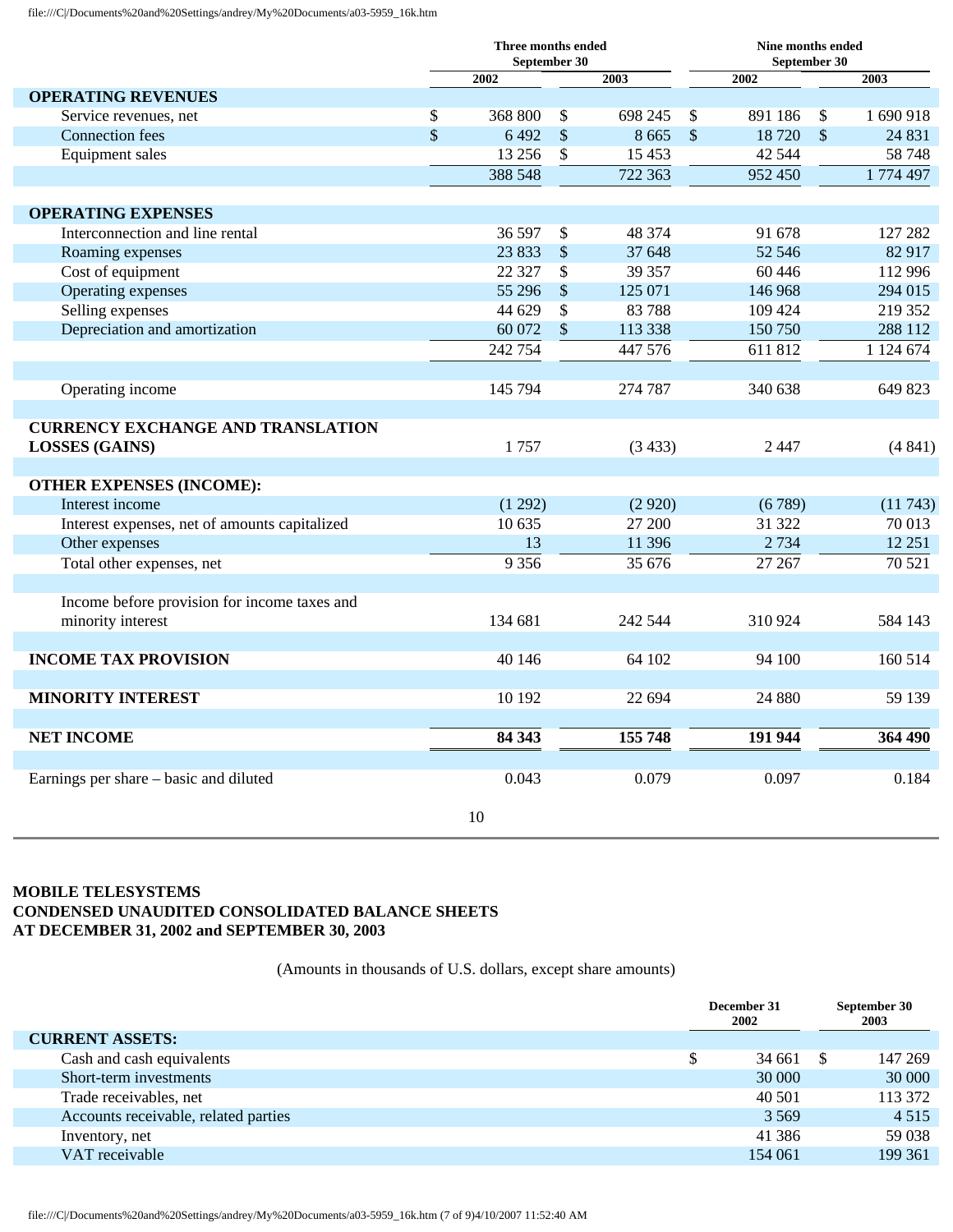| | Three months ended September 30 | | Nine months ended September 30 | |
|---|---|---|---|---|
| | 2002 | 2003 | 2002 | 2003 |
| **OPERATING REVENUES** | | | | |
| Service revenues, net | $ 368 800 | $ 698 245 | $ 891 186 | $ 1 690 918 |
| Connection fees | $ 6 492 | $ 8 665 | $ 18 720 | $ 24 831 |
| Equipment sales | 13 256 | $ 15 453 | 42 544 | 58 748 |
| | 388 548 | 722 363 | 952 450 | 1 774 497 |
| **OPERATING EXPENSES** | | | | |
| Interconnection and line rental | 36 597 | $ 48 374 | 91 678 | 127 282 |
| Roaming expenses | 23 833 | $ 37 648 | 52 546 | 82 917 |
| Cost of equipment | 22 327 | $ 39 357 | 60 446 | 112 996 |
| Operating expenses | 55 296 | $ 125 071 | 146 968 | 294 015 |
| Selling expenses | 44 629 | $ 83 788 | 109 424 | 219 352 |
| Depreciation and amortization | 60 072 | $ 113 338 | 150 750 | 288 112 |
| | 242 754 | 447 576 | 611 812 | 1 124 674 |
| Operating income | 145 794 | 274 787 | 340 638 | 649 823 |
| **CURRENCY EXCHANGE AND TRANSLATION LOSSES (GAINS)** | 1 757 | (3 433) | 2 447 | (4 841) |
| **OTHER EXPENSES (INCOME):** | | | | |
| Interest income | (1 292) | (2 920) | (6 789) | (11 743) |
| Interest expenses, net of amounts capitalized | 10 635 | 27 200 | 31 322 | 70 013 |
| Other expenses | 13 | 11 396 | 2 734 | 12 251 |
| Total other expenses, net | 9 356 | 35 676 | 27 267 | 70 521 |
| Income before provision for income taxes and minority interest | 134 681 | 242 544 | 310 924 | 584 143 |
| **INCOME TAX PROVISION** | 40 146 | 64 102 | 94 100 | 160 514 |
| **MINORITY INTEREST** | 10 192 | 22 694 | 24 880 | 59 139 |
| **NET INCOME** | **84 343** | **155 748** | **191 944** | **364 490** |
| Earnings per share – basic and diluted | 0.043 | 0.079 | 0.097 | 0.184 |

**MOBILE TELESYSTEMS**
**CONDENSED UNAUDITED CONSOLIDATED BALANCE SHEETS**
**AT DECEMBER 31, 2002 and SEPTEMBER 30, 2003**

(Amounts in thousands of U.S. dollars, except share amounts)

| | December 31 2002 | September 30 2003 |
|---|---|---|
| **CURRENT ASSETS:** | | |
| Cash and cash equivalents | $ 34 661 | $ 147 269 |
| Short-term investments | 30 000 | 30 000 |
| Trade receivables, net | 40 501 | 113 372 |
| Accounts receivable, related parties | 3 569 | 4 515 |
| Inventory, net | 41 386 | 59 038 |
| VAT receivable | 154 061 | 199 361 |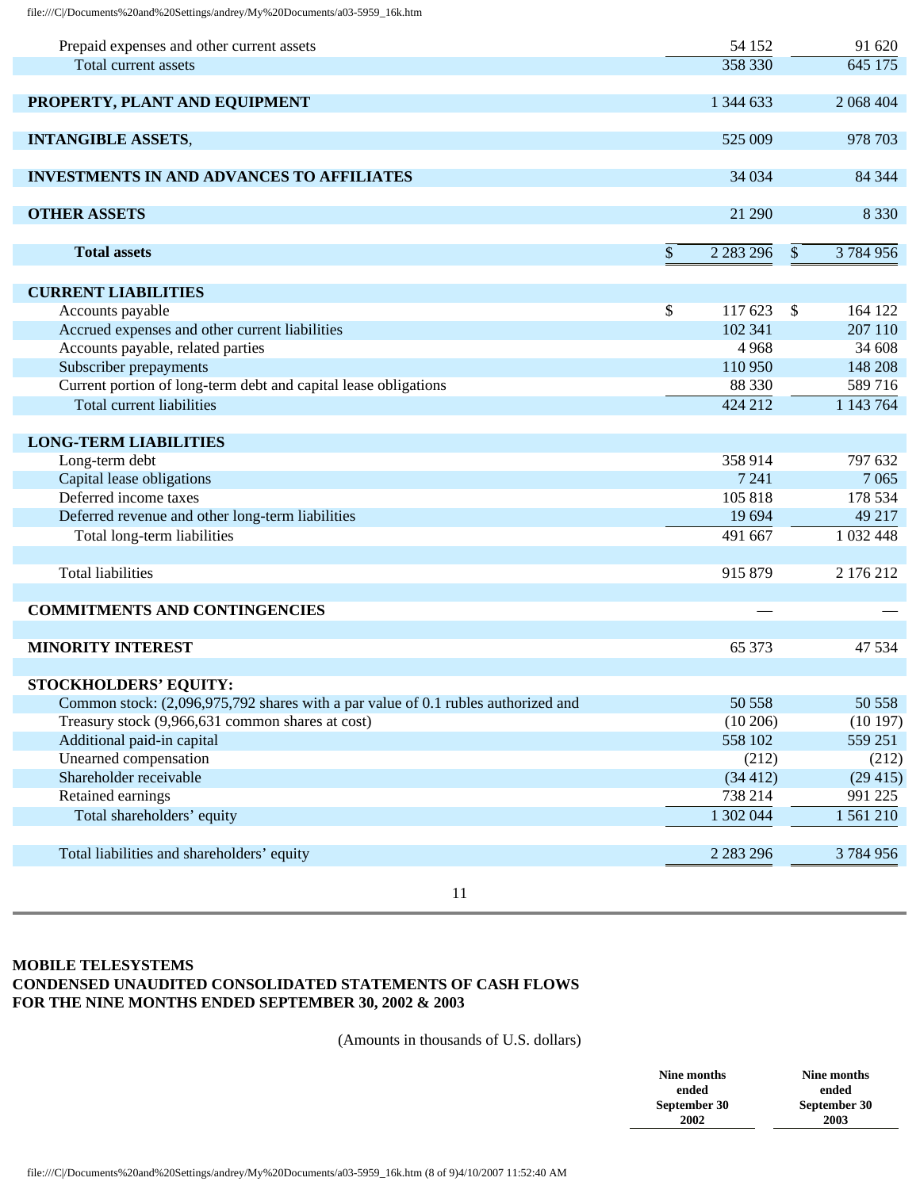| | | |
|---|---|---|
| Prepaid expenses and other current assets | 54 152 | 91 620 |
| Total current assets | 358 330 | 645 175 |
| | | |
| **PROPERTY, PLANT AND EQUIPMENT** | 1 344 633 | 2 068 404 |
| | | |
| **INTANGIBLE ASSETS**, | 525 009 | 978 703 |
| | | |
| **INVESTMENTS IN AND ADVANCES TO AFFILIATES** | 34 034 | 84 344 |
| | | |
| **OTHER ASSETS** | 21 290 | 8 330 |
| | | |
| **Total assets** | $ 2 283 296 | $ 3 784 956 |
| | | |
| **CURRENT LIABILITIES** | | |
| Accounts payable | $ 117 623 | $ 164 122 |
| Accrued expenses and other current liabilities | 102 341 | 207 110 |
| Accounts payable, related parties | 4 968 | 34 608 |
| Subscriber prepayments | 110 950 | 148 208 |
| Current portion of long-term debt and capital lease obligations | 88 330 | 589 716 |
| Total current liabilities | 424 212 | 1 143 764 |
| | | |
| **LONG-TERM LIABILITIES** | | |
| Long-term debt | 358 914 | 797 632 |
| Capital lease obligations | 7 241 | 7 065 |
| Deferred income taxes | 105 818 | 178 534 |
| Deferred revenue and other long-term liabilities | 19 694 | 49 217 |
| Total long-term liabilities | 491 667 | 1 032 448 |
| | | |
| Total liabilities | 915 879 | 2 176 212 |
| | | |
| **COMMITMENTS AND CONTINGENCIES** | — | — |
| | | |
| **MINORITY INTEREST** | 65 373 | 47 534 |
| | | |
| **STOCKHOLDERS' EQUITY:** | | |
| Common stock: (2,096,975,792 shares with a par value of 0.1 rubles authorized and | 50 558 | 50 558 |
| Treasury stock (9,966,631 common shares at cost) | (10 206) | (10 197) |
| Additional paid-in capital | 558 102 | 559 251 |
| Unearned compensation | (212) | (212) |
| Shareholder receivable | (34 412) | (29 415) |
| Retained earnings | 738 214 | 991 225 |
| Total shareholders' equity | 1 302 044 | 1 561 210 |
| | | |
| Total liabilities and shareholders' equity | 2 283 296 | 3 784 956 |

**MOBILE TELESYSTEMS**
**CONDENSED UNAUDITED CONSOLIDATED STATEMENTS OF CASH FLOWS**
**FOR THE NINE MONTHS ENDED SEPTEMBER 30, 2002 & 2003**

(Amounts in thousands of U.S. dollars)

| | Nine months ended September 30 2002 | Nine months ended September 30 2003 |
|---|---|---|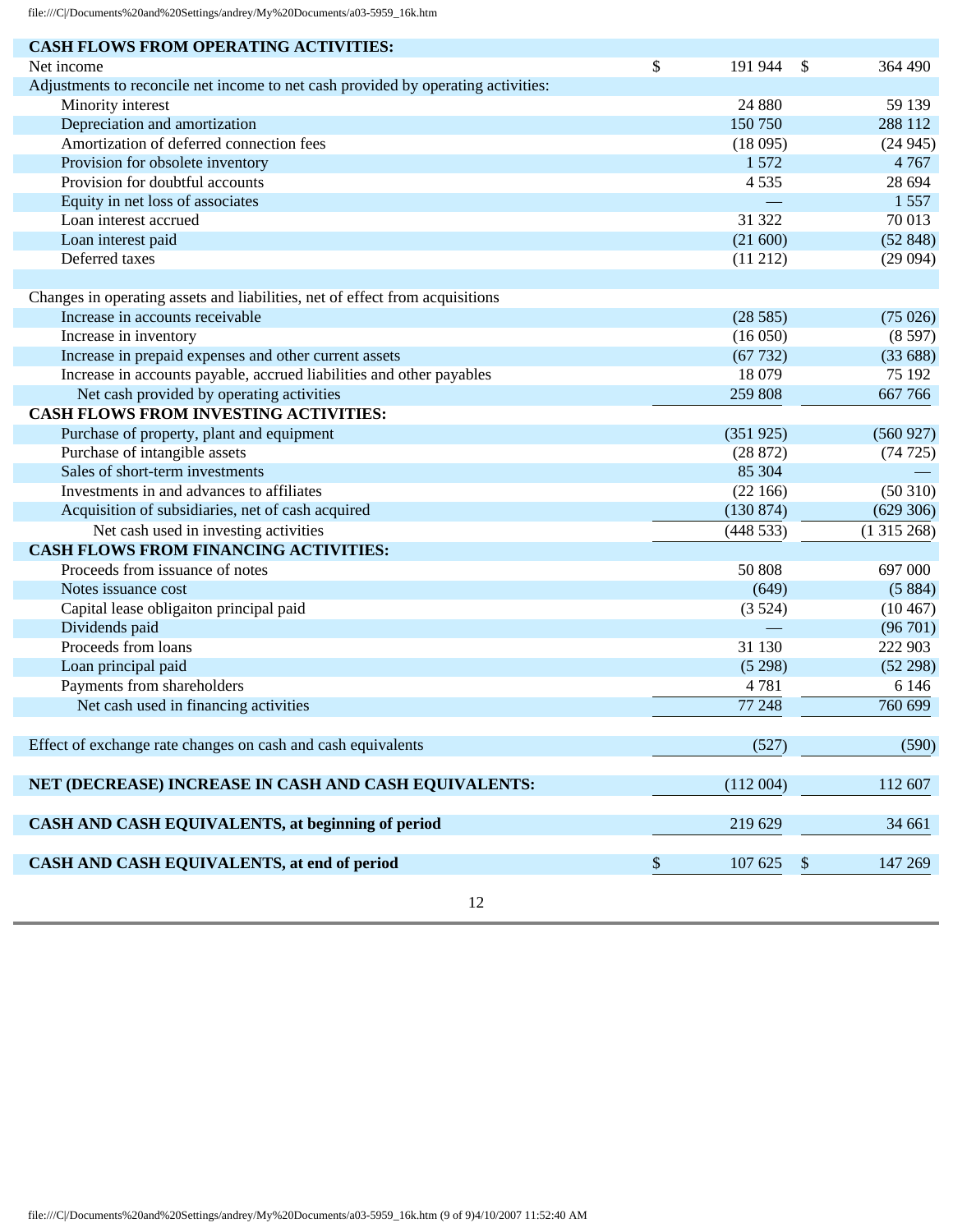| | | |
|---|---|---|
| **CASH FLOWS FROM OPERATING ACTIVITIES:** | | |
| Net income | $ 191 944 | $ 364 490 |
| Adjustments to reconcile net income to net cash provided by operating activities: | | |
| Minority interest | 24 880 | 59 139 |
| Depreciation and amortization | 150 750 | 288 112 |
| Amortization of deferred connection fees | (18 095) | (24 945) |
| Provision for obsolete inventory | 1 572 | 4 767 |
| Provision for doubtful accounts | 4 535 | 28 694 |
| Equity in net loss of associates | — | 1 557 |
| Loan interest accrued | 31 322 | 70 013 |
| Loan interest paid | (21 600) | (52 848) |
| Deferred taxes | (11 212) | (29 094) |
| Changes in operating assets and liabilities, net of effect from acquisitions | | |
| Increase in accounts receivable | (28 585) | (75 026) |
| Increase in inventory | (16 050) | (8 597) |
| Increase in prepaid expenses and other current assets | (67 732) | (33 688) |
| Increase in accounts payable, accrued liabilities and other payables | 18 079 | 75 192 |
| Net cash provided by operating activities | 259 808 | 667 766 |
| **CASH FLOWS FROM INVESTING ACTIVITIES:** | | |
| Purchase of property, plant and equipment | (351 925) | (560 927) |
| Purchase of intangible assets | (28 872) | (74 725) |
| Sales of short-term investments | 85 304 | — |
| Investments in and advances to affiliates | (22 166) | (50 310) |
| Acquisition of subsidiaries, net of cash acquired | (130 874) | (629 306) |
| Net cash used in investing activities | (448 533) | (1 315 268) |
| **CASH FLOWS FROM FINANCING ACTIVITIES:** | | |
| Proceeds from issuance of notes | 50 808 | 697 000 |
| Notes issuance cost | (649) | (5 884) |
| Capital lease obligaiton principal paid | (3 524) | (10 467) |
| Dividends paid | — | (96 701) |
| Proceeds from loans | 31 130 | 222 903 |
| Loan principal paid | (5 298) | (52 298) |
| Payments from shareholders | 4 781 | 6 146 |
| Net cash used in financing activities | 77 248 | 760 699 |
| Effect of exchange rate changes on cash and cash equivalents | (527) | (590) |
| **NET (DECREASE) INCREASE IN CASH AND CASH EQUIVALENTS:** | (112 004) | 112 607 |
| **CASH AND CASH EQUIVALENTS, at beginning of period** | 219 629 | 34 661 |
| **CASH AND CASH EQUIVALENTS, at end of period** | $ 107 625 | $ 147 269 |